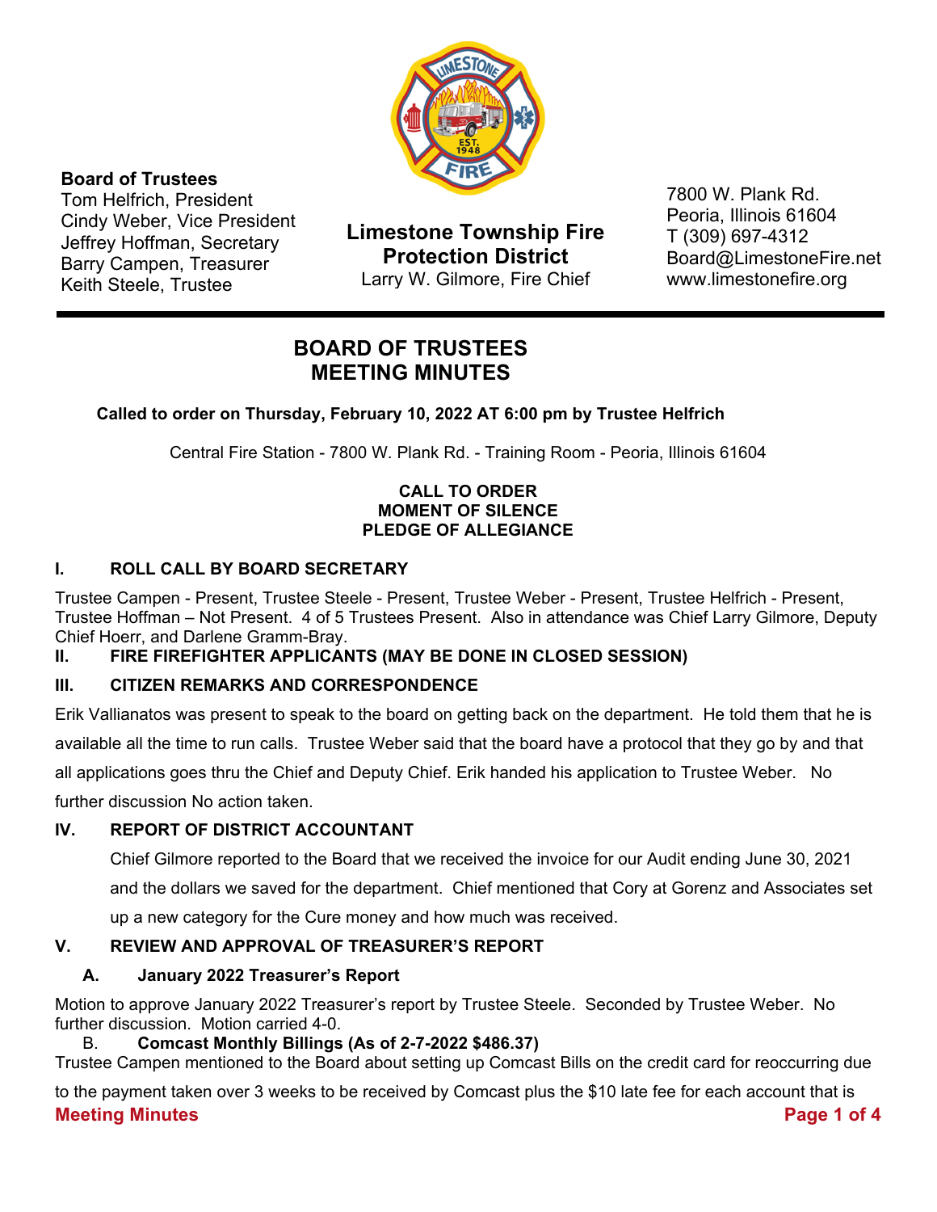**Board of Trustees**
Tom Helfrich, President
Cindy Weber, Vice President
Jeffrey Hoffman, Secretary
Barry Campen, Treasurer
Keith Steele, Trustee

**Limestone Township Fire Protection District**
Larry W. Gilmore, Fire Chief

7800 W. Plank Rd.
Peoria, Illinois 61604
T (309) 697-4312
Board@LimestoneFire.net
www.limestonefire.org

---

# BOARD OF TRUSTEES MEETING MINUTES

**Called to order on Thursday, February 10, 2022 AT 6:00 pm by Trustee Helfrich**

Central Fire Station - 7800 W. Plank Rd. - Training Room - Peoria, Illinois 61604

**CALL TO ORDER**
**MOMENT OF SILENCE**
**PLEDGE OF ALLEGIANCE**

## I. ROLL CALL BY BOARD SECRETARY

Trustee Campen - Present, Trustee Steele - Present, Trustee Weber - Present, Trustee Helfrich - Present, Trustee Hoffman – Not Present. 4 of 5 Trustees Present. Also in attendance was Chief Larry Gilmore, Deputy Chief Hoerr, and Darlene Gramm-Bray.

## II. FIRE FIREFIGHTER APPLICANTS (MAY BE DONE IN CLOSED SESSION)

## III. CITIZEN REMARKS AND CORRESPONDENCE

Erik Vallianatos was present to speak to the board on getting back on the department. He told them that he is available all the time to run calls. Trustee Weber said that the board have a protocol that they go by and that all applications goes thru the Chief and Deputy Chief. Erik handed his application to Trustee Weber. No further discussion No action taken.

## IV. REPORT OF DISTRICT ACCOUNTANT

Chief Gilmore reported to the Board that we received the invoice for our Audit ending June 30, 2021 and the dollars we saved for the department. Chief mentioned that Cory at Gorenz and Associates set up a new category for the Cure money and how much was received.

## V. REVIEW AND APPROVAL OF TREASURER'S REPORT

### A. January 2022 Treasurer's Report

Motion to approve January 2022 Treasurer's report by Trustee Steele. Seconded by Trustee Weber. No further discussion. Motion carried 4-0.

### B. Comcast Monthly Billings (As of 2-7-2022 $486.37)

Trustee Campen mentioned to the Board about setting up Comcast Bills on the credit card for reoccurring due to the payment taken over 3 weeks to be received by Comcast plus the $10 late fee for each account that is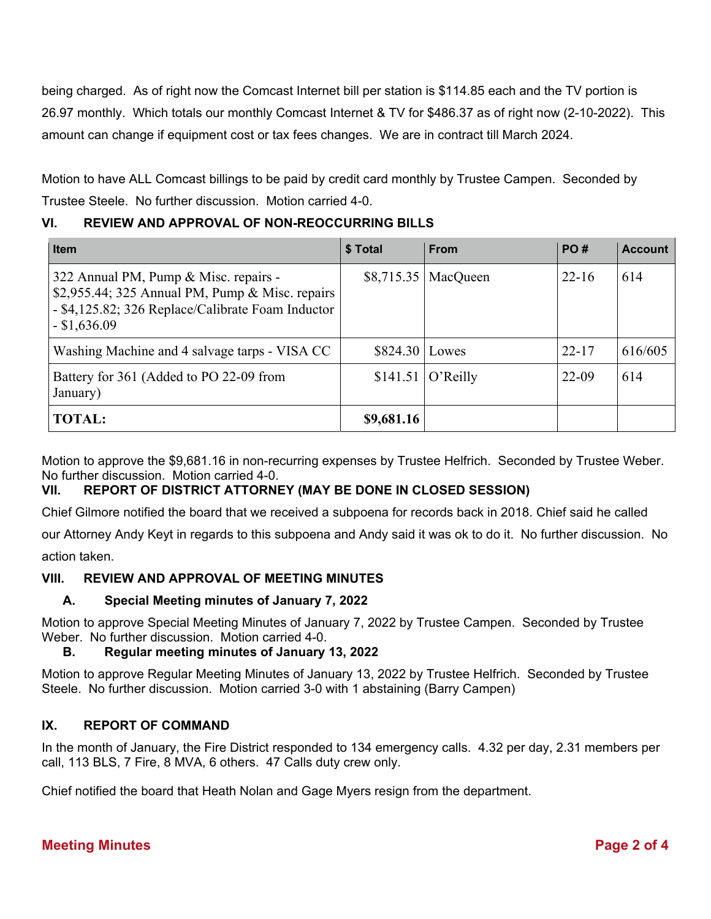being charged. As of right now the Comcast Internet bill per station is $114.85 each and the TV portion is 26.97 monthly. Which totals our monthly Comcast Internet & TV for $486.37 as of right now (2-10-2022). This amount can change if equipment cost or tax fees changes. We are in contract till March 2024.

Motion to have ALL Comcast billings to be paid by credit card monthly by Trustee Campen. Seconded by Trustee Steele. No further discussion. Motion carried 4-0.

## VI. REVIEW AND APPROVAL OF NON-REOCCURRING BILLS

| Item | $ Total | From | PO # | Account |
|---|---|---|---|---|
| 322 Annual PM, Pump & Misc. repairs - $2,955.44; 325 Annual PM, Pump & Misc. repairs - $4,125.82; 326 Replace/Calibrate Foam Inductor - $1,636.09 | $8,715.35 | MacQueen | 22-16 | 614 |
| Washing Machine and 4 salvage tarps - VISA CC | $824.30 | Lowes | 22-17 | 616/605 |
| Battery for 361 (Added to PO 22-09 from January) | $141.51 | O'Reilly | 22-09 | 614 |
| **TOTAL:** | **$9,681.16** | | | |

Motion to approve the $9,681.16 in non-recurring expenses by Trustee Helfrich. Seconded by Trustee Weber. No further discussion. Motion carried 4-0.

## VII. REPORT OF DISTRICT ATTORNEY (MAY BE DONE IN CLOSED SESSION)

Chief Gilmore notified the board that we received a subpoena for records back in 2018. Chief said he called our Attorney Andy Keyt in regards to this subpoena and Andy said it was ok to do it. No further discussion. No action taken.

## VIII. REVIEW AND APPROVAL OF MEETING MINUTES

### A. Special Meeting minutes of January 7, 2022

Motion to approve Special Meeting Minutes of January 7, 2022 by Trustee Campen. Seconded by Trustee Weber. No further discussion. Motion carried 4-0.

### B. Regular meeting minutes of January 13, 2022

Motion to approve Regular Meeting Minutes of January 13, 2022 by Trustee Helfrich. Seconded by Trustee Steele. No further discussion. Motion carried 3-0 with 1 abstaining (Barry Campen)

## IX. REPORT OF COMMAND

In the month of January, the Fire District responded to 134 emergency calls. 4.32 per day, 2.31 members per call, 113 BLS, 7 Fire, 8 MVA, 6 others. 47 Calls duty crew only.

Chief notified the board that Heath Nolan and Gage Myers resign from the department.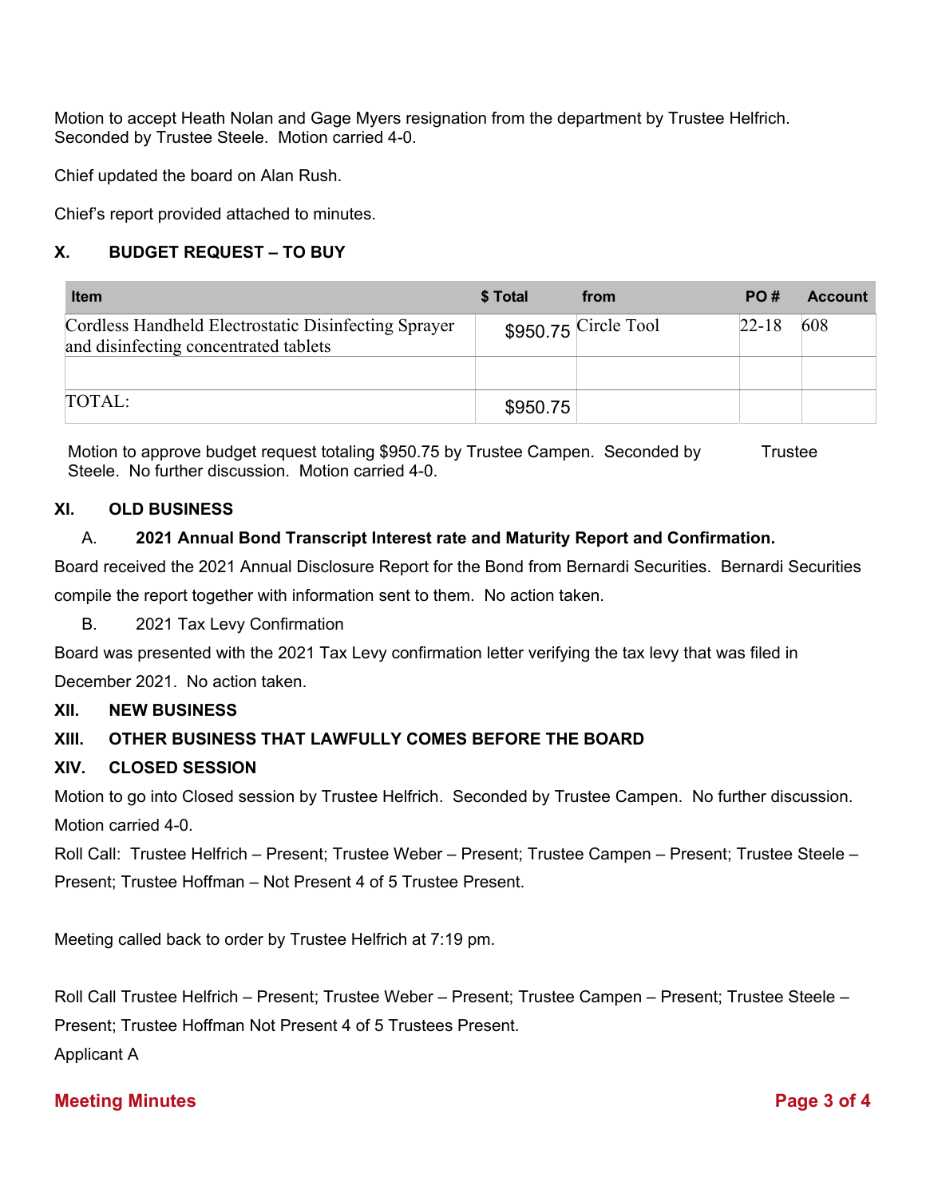Motion to accept Heath Nolan and Gage Myers resignation from the department by Trustee Helfrich. Seconded by Trustee Steele. Motion carried 4-0.

Chief updated the board on Alan Rush.

Chief's report provided attached to minutes.

## X. BUDGET REQUEST – TO BUY

| Item | $ Total | from | PO # | Account |
|---|---|---|---|---|
| Cordless Handheld Electrostatic Disinfecting Sprayer and disinfecting concentrated tablets | $950.75 | Circle Tool | 22-18 | 608 |
| | | | | |
| TOTAL: | $950.75 | | | |

Motion to approve budget request totaling $950.75 by Trustee Campen. Seconded by Trustee Steele. No further discussion. Motion carried 4-0.

## XI. OLD BUSINESS

A. **2021 Annual Bond Transcript Interest rate and Maturity Report and Confirmation.**

Board received the 2021 Annual Disclosure Report for the Bond from Bernardi Securities. Bernardi Securities compile the report together with information sent to them. No action taken.

B. 2021 Tax Levy Confirmation

Board was presented with the 2021 Tax Levy confirmation letter verifying the tax levy that was filed in December 2021. No action taken.

## XII. NEW BUSINESS

## XIII. OTHER BUSINESS THAT LAWFULLY COMES BEFORE THE BOARD

## XIV. CLOSED SESSION

Motion to go into Closed session by Trustee Helfrich. Seconded by Trustee Campen. No further discussion. Motion carried 4-0.

Roll Call: Trustee Helfrich – Present; Trustee Weber – Present; Trustee Campen – Present; Trustee Steele – Present; Trustee Hoffman – Not Present 4 of 5 Trustee Present.

Meeting called back to order by Trustee Helfrich at 7:19 pm.

Roll Call Trustee Helfrich – Present; Trustee Weber – Present; Trustee Campen – Present; Trustee Steele – Present; Trustee Hoffman Not Present 4 of 5 Trustees Present.

Applicant A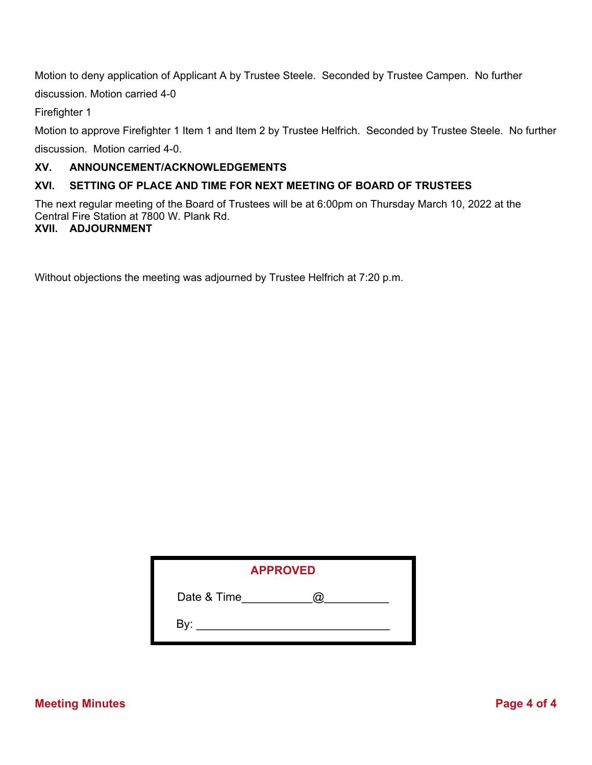Motion to deny application of Applicant A by Trustee Steele. Seconded by Trustee Campen. No further discussion. Motion carried 4-0

Firefighter 1

Motion to approve Firefighter 1 Item 1 and Item 2 by Trustee Helfrich. Seconded by Trustee Steele. No further discussion. Motion carried 4-0.

## XV. ANNOUNCEMENT/ACKNOWLEDGEMENTS

## XVI. SETTING OF PLACE AND TIME FOR NEXT MEETING OF BOARD OF TRUSTEES

The next regular meeting of the Board of Trustees will be at 6:00pm on Thursday March 10, 2022 at the Central Fire Station at 7800 W. Plank Rd.

## XVII. ADJOURNMENT

Without objections the meeting was adjourned by Trustee Helfrich at 7:20 p.m.

**APPROVED**

Date & Time__________@_________

By: ______________________________